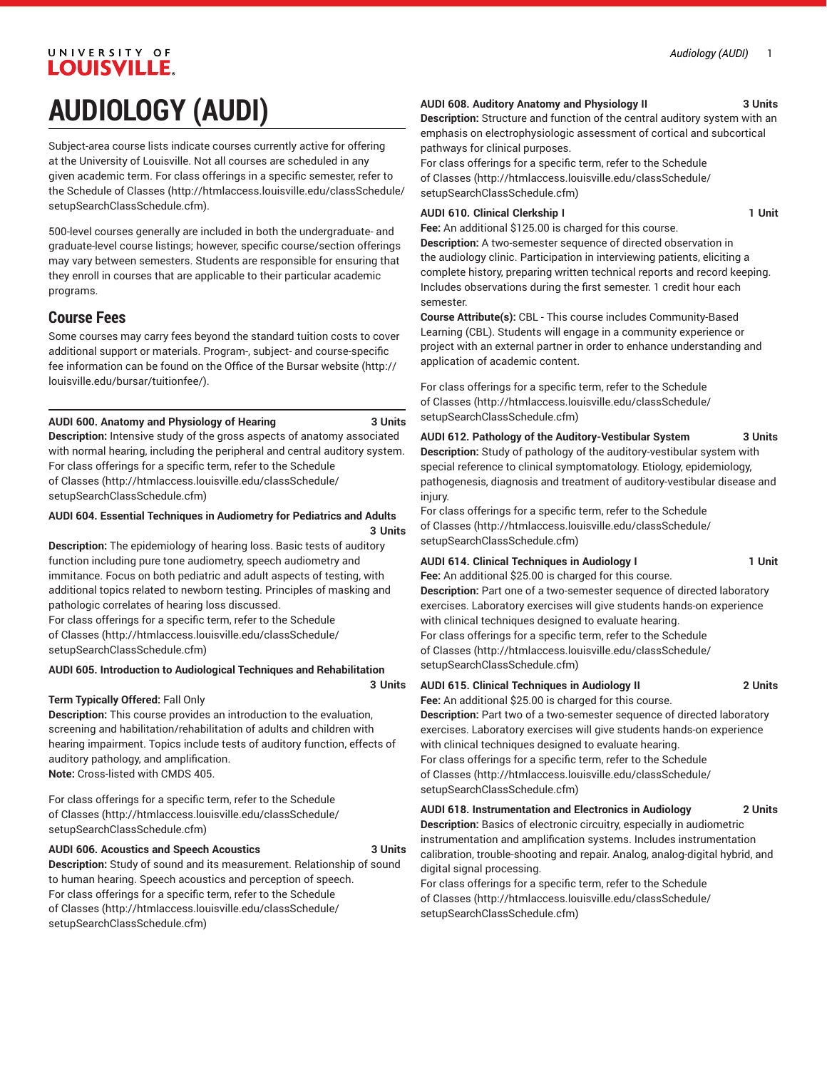# AUDIOLOGY (AUDI)

Subject-area course lists indicate courses currently active for offering at the University of Louisville. Not all courses are scheduled in any given academic term. For class offerings in a specific semester, refer to the Schedule of Classes (http://htmlaccess.louisville.edu/classSchedule/setupSearchClassSchedule.cfm).

500-level courses generally are included in both the undergraduate- and graduate-level course listings; however, specific course/section offerings may vary between semesters. Students are responsible for ensuring that they enroll in courses that are applicable to their particular academic programs.

## Course Fees

Some courses may carry fees beyond the standard tuition costs to cover additional support or materials. Program-, subject- and course-specific fee information can be found on the Office of the Bursar website (http://louisville.edu/bursar/tuitionfee/).

**AUDI 600. Anatomy and Physiology of Hearing** **3 Units**
**Description:** Intensive study of the gross aspects of anatomy associated with normal hearing, including the peripheral and central auditory system.
For class offerings for a specific term, refer to the Schedule of Classes (http://htmlaccess.louisville.edu/classSchedule/setupSearchClassSchedule.cfm)

**AUDI 604. Essential Techniques in Audiometry for Pediatrics and Adults** **3 Units**
**Description:** The epidemiology of hearing loss. Basic tests of auditory function including pure tone audiometry, speech audiometry and immitance. Focus on both pediatric and adult aspects of testing, with additional topics related to newborn testing. Principles of masking and pathologic correlates of hearing loss discussed.
For class offerings for a specific term, refer to the Schedule of Classes (http://htmlaccess.louisville.edu/classSchedule/setupSearchClassSchedule.cfm)

**AUDI 605. Introduction to Audiological Techniques and Rehabilitation** **3 Units**
**Term Typically Offered:** Fall Only
**Description:** This course provides an introduction to the evaluation, screening and habilitation/rehabilitation of adults and children with hearing impairment. Topics include tests of auditory function, effects of auditory pathology, and amplification.
**Note:** Cross-listed with CMDS 405.

For class offerings for a specific term, refer to the Schedule of Classes (http://htmlaccess.louisville.edu/classSchedule/setupSearchClassSchedule.cfm)

**AUDI 606. Acoustics and Speech Acoustics** **3 Units**
**Description:** Study of sound and its measurement. Relationship of sound to human hearing. Speech acoustics and perception of speech.
For class offerings for a specific term, refer to the Schedule of Classes (http://htmlaccess.louisville.edu/classSchedule/setupSearchClassSchedule.cfm)

**AUDI 608. Auditory Anatomy and Physiology II** **3 Units**
**Description:** Structure and function of the central auditory system with an emphasis on electrophysiologic assessment of cortical and subcortical pathways for clinical purposes.
For class offerings for a specific term, refer to the Schedule of Classes (http://htmlaccess.louisville.edu/classSchedule/setupSearchClassSchedule.cfm)

**AUDI 610. Clinical Clerkship I** **1 Unit**
**Fee:** An additional $125.00 is charged for this course.
**Description:** A two-semester sequence of directed observation in the audiology clinic. Participation in interviewing patients, eliciting a complete history, preparing written technical reports and record keeping. Includes observations during the first semester. 1 credit hour each semester.
**Course Attribute(s):** CBL - This course includes Community-Based Learning (CBL). Students will engage in a community experience or project with an external partner in order to enhance understanding and application of academic content.

For class offerings for a specific term, refer to the Schedule of Classes (http://htmlaccess.louisville.edu/classSchedule/setupSearchClassSchedule.cfm)

**AUDI 612. Pathology of the Auditory-Vestibular System** **3 Units**
**Description:** Study of pathology of the auditory-vestibular system with special reference to clinical symptomatology. Etiology, epidemiology, pathogenesis, diagnosis and treatment of auditory-vestibular disease and injury.
For class offerings for a specific term, refer to the Schedule of Classes (http://htmlaccess.louisville.edu/classSchedule/setupSearchClassSchedule.cfm)

**AUDI 614. Clinical Techniques in Audiology I** **1 Unit**
**Fee:** An additional $25.00 is charged for this course.
**Description:** Part one of a two-semester sequence of directed laboratory exercises. Laboratory exercises will give students hands-on experience with clinical techniques designed to evaluate hearing.
For class offerings for a specific term, refer to the Schedule of Classes (http://htmlaccess.louisville.edu/classSchedule/setupSearchClassSchedule.cfm)

**AUDI 615. Clinical Techniques in Audiology II** **2 Units**
**Fee:** An additional $25.00 is charged for this course.
**Description:** Part two of a two-semester sequence of directed laboratory exercises. Laboratory exercises will give students hands-on experience with clinical techniques designed to evaluate hearing.
For class offerings for a specific term, refer to the Schedule of Classes (http://htmlaccess.louisville.edu/classSchedule/setupSearchClassSchedule.cfm)

**AUDI 618. Instrumentation and Electronics in Audiology** **2 Units**
**Description:** Basics of electronic circuitry, especially in audiometric instrumentation and amplification systems. Includes instrumentation calibration, trouble-shooting and repair. Analog, analog-digital hybrid, and digital signal processing.
For class offerings for a specific term, refer to the Schedule of Classes (http://htmlaccess.louisville.edu/classSchedule/setupSearchClassSchedule.cfm)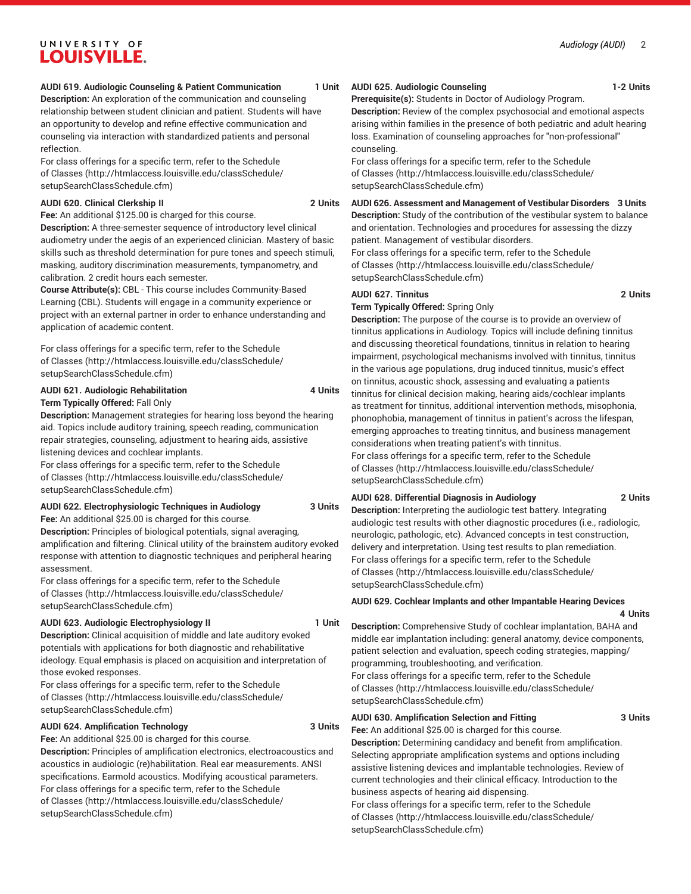**AUDI 619. Audiologic Counseling & Patient Communication 1 Unit**

**Description:** An exploration of the communication and counseling relationship between student clinician and patient. Students will have an opportunity to develop and refine effective communication and counseling via interaction with standardized patients and personal reflection.

For class offerings for a specific term, refer to the Schedule of Classes (http://htmlaccess.louisville.edu/classSchedule/setupSearchClassSchedule.cfm)

**AUDI 620. Clinical Clerkship II 2 Units**

**Fee:** An additional $125.00 is charged for this course.

**Description:** A three-semester sequence of introductory level clinical audiometry under the aegis of an experienced clinician. Mastery of basic skills such as threshold determination for pure tones and speech stimuli, masking, auditory discrimination measurements, tympanometry, and calibration. 2 credit hours each semester.

**Course Attribute(s):** CBL - This course includes Community-Based Learning (CBL). Students will engage in a community experience or project with an external partner in order to enhance understanding and application of academic content.

For class offerings for a specific term, refer to the Schedule of Classes (http://htmlaccess.louisville.edu/classSchedule/setupSearchClassSchedule.cfm)

**AUDI 621. Audiologic Rehabilitation 4 Units**

**Term Typically Offered:** Fall Only

**Description:** Management strategies for hearing loss beyond the hearing aid. Topics include auditory training, speech reading, communication repair strategies, counseling, adjustment to hearing aids, assistive listening devices and cochlear implants.

For class offerings for a specific term, refer to the Schedule of Classes (http://htmlaccess.louisville.edu/classSchedule/setupSearchClassSchedule.cfm)

**AUDI 622. Electrophysiologic Techniques in Audiology 3 Units**

**Fee:** An additional $25.00 is charged for this course.

**Description:** Principles of biological potentials, signal averaging, amplification and filtering. Clinical utility of the brainstem auditory evoked response with attention to diagnostic techniques and peripheral hearing assessment.

For class offerings for a specific term, refer to the Schedule of Classes (http://htmlaccess.louisville.edu/classSchedule/setupSearchClassSchedule.cfm)

**AUDI 623. Audiologic Electrophysiology II 1 Unit**

**Description:** Clinical acquisition of middle and late auditory evoked potentials with applications for both diagnostic and rehabilitative ideology. Equal emphasis is placed on acquisition and interpretation of those evoked responses.

For class offerings for a specific term, refer to the Schedule of Classes (http://htmlaccess.louisville.edu/classSchedule/setupSearchClassSchedule.cfm)

**AUDI 624. Amplification Technology 3 Units**

**Fee:** An additional $25.00 is charged for this course.

**Description:** Principles of amplification electronics, electroacoustics and acoustics in audiologic (re)habilitation. Real ear measurements. ANSI specifications. Earmold acoustics. Modifying acoustical parameters.

For class offerings for a specific term, refer to the Schedule of Classes (http://htmlaccess.louisville.edu/classSchedule/setupSearchClassSchedule.cfm)

**AUDI 625. Audiologic Counseling 1-2 Units**

**Prerequisite(s):** Students in Doctor of Audiology Program.

**Description:** Review of the complex psychosocial and emotional aspects arising within families in the presence of both pediatric and adult hearing loss. Examination of counseling approaches for "non-professional" counseling.

For class offerings for a specific term, refer to the Schedule of Classes (http://htmlaccess.louisville.edu/classSchedule/setupSearchClassSchedule.cfm)

**AUDI 626. Assessment and Management of Vestibular Disorders 3 Units**

**Description:** Study of the contribution of the vestibular system to balance and orientation. Technologies and procedures for assessing the dizzy patient. Management of vestibular disorders.

For class offerings for a specific term, refer to the Schedule of Classes (http://htmlaccess.louisville.edu/classSchedule/setupSearchClassSchedule.cfm)

**AUDI 627. Tinnitus 2 Units**

**Term Typically Offered:** Spring Only

**Description:** The purpose of the course is to provide an overview of tinnitus applications in Audiology. Topics will include defining tinnitus and discussing theoretical foundations, tinnitus in relation to hearing impairment, psychological mechanisms involved with tinnitus, tinnitus in the various age populations, drug induced tinnitus, music's effect on tinnitus, acoustic shock, assessing and evaluating a patients tinnitus for clinical decision making, hearing aids/cochlear implants as treatment for tinnitus, additional intervention methods, misophonia, phonophobia, management of tinnitus in patient's across the lifespan, emerging approaches to treating tinnitus, and business management considerations when treating patient's with tinnitus.

For class offerings for a specific term, refer to the Schedule of Classes (http://htmlaccess.louisville.edu/classSchedule/setupSearchClassSchedule.cfm)

**AUDI 628. Differential Diagnosis in Audiology 2 Units**

**Description:** Interpreting the audiologic test battery. Integrating audiologic test results with other diagnostic procedures (i.e., radiologic, neurologic, pathologic, etc). Advanced concepts in test construction, delivery and interpretation. Using test results to plan remediation.

For class offerings for a specific term, refer to the Schedule of Classes (http://htmlaccess.louisville.edu/classSchedule/setupSearchClassSchedule.cfm)

**AUDI 629. Cochlear Implants and other Impantable Hearing Devices 4 Units**

**Description:** Comprehensive Study of cochlear implantation, BAHA and middle ear implantation including: general anatomy, device components, patient selection and evaluation, speech coding strategies, mapping/programming, troubleshooting, and verification.

For class offerings for a specific term, refer to the Schedule of Classes (http://htmlaccess.louisville.edu/classSchedule/setupSearchClassSchedule.cfm)

**AUDI 630. Amplification Selection and Fitting 3 Units**

**Fee:** An additional $25.00 is charged for this course.

**Description:** Determining candidacy and benefit from amplification. Selecting appropriate amplification systems and options including assistive listening devices and implantable technologies. Review of current technologies and their clinical efficacy. Introduction to the business aspects of hearing aid dispensing.

For class offerings for a specific term, refer to the Schedule of Classes (http://htmlaccess.louisville.edu/classSchedule/setupSearchClassSchedule.cfm)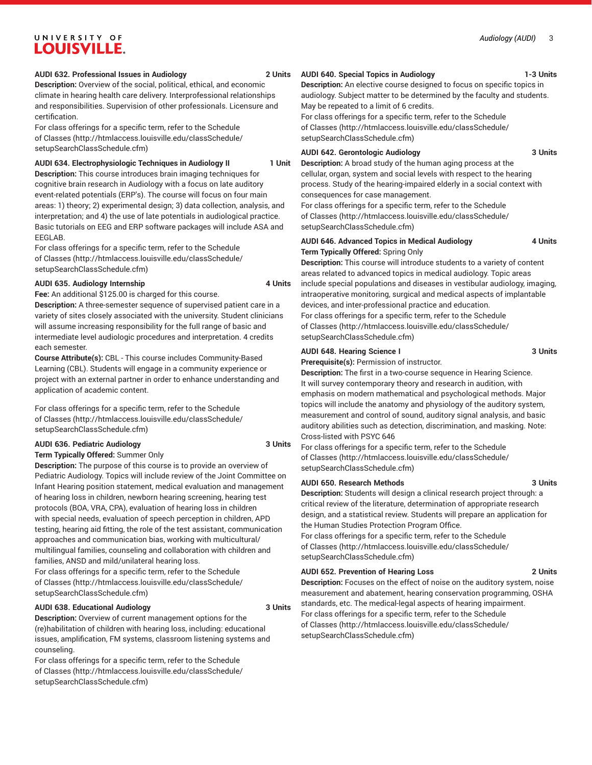**AUDI 632. Professional Issues in Audiology 2 Units**

**Description:** Overview of the social, political, ethical, and economic climate in hearing health care delivery. Interprofessional relationships and responsibilities. Supervision of other professionals. Licensure and certification.

For class offerings for a specific term, refer to the Schedule of Classes (http://htmlaccess.louisville.edu/classSchedule/setupSearchClassSchedule.cfm)

**AUDI 634. Electrophysiologic Techniques in Audiology II 1 Unit**

**Description:** This course introduces brain imaging techniques for cognitive brain research in Audiology with a focus on late auditory event-related potentials (ERP's). The course will focus on four main areas: 1) theory; 2) experimental design; 3) data collection, analysis, and interpretation; and 4) the use of late potentials in audiological practice. Basic tutorials on EEG and ERP software packages will include ASA and EEGLAB.

For class offerings for a specific term, refer to the Schedule of Classes (http://htmlaccess.louisville.edu/classSchedule/setupSearchClassSchedule.cfm)

**AUDI 635. Audiology Internship 4 Units**

**Fee:** An additional $125.00 is charged for this course.

**Description:** A three-semester sequence of supervised patient care in a variety of sites closely associated with the university. Student clinicians will assume increasing responsibility for the full range of basic and intermediate level audiologic procedures and interpretation. 4 credits each semester.

**Course Attribute(s):** CBL - This course includes Community-Based Learning (CBL). Students will engage in a community experience or project with an external partner in order to enhance understanding and application of academic content.

For class offerings for a specific term, refer to the Schedule of Classes (http://htmlaccess.louisville.edu/classSchedule/setupSearchClassSchedule.cfm)

**AUDI 636. Pediatric Audiology 3 Units**

**Term Typically Offered:** Summer Only

**Description:** The purpose of this course is to provide an overview of Pediatric Audiology. Topics will include review of the Joint Committee on Infant Hearing position statement, medical evaluation and management of hearing loss in children, newborn hearing screening, hearing test protocols (BOA, VRA, CPA), evaluation of hearing loss in children with special needs, evaluation of speech perception in children, APD testing, hearing aid fitting, the role of the test assistant, communication approaches and communication bias, working with multicultural/multilingual families, counseling and collaboration with children and families, ANSD and mild/unilateral hearing loss.

For class offerings for a specific term, refer to the Schedule of Classes (http://htmlaccess.louisville.edu/classSchedule/setupSearchClassSchedule.cfm)

**AUDI 638. Educational Audiology 3 Units**

**Description:** Overview of current management options for the (re)habilitation of children with hearing loss, including: educational issues, amplification, FM systems, classroom listening systems and counseling.

For class offerings for a specific term, refer to the Schedule of Classes (http://htmlaccess.louisville.edu/classSchedule/setupSearchClassSchedule.cfm)

**AUDI 640. Special Topics in Audiology 1-3 Units**

**Description:** An elective course designed to focus on specific topics in audiology. Subject matter to be determined by the faculty and students. May be repeated to a limit of 6 credits.

For class offerings for a specific term, refer to the Schedule of Classes (http://htmlaccess.louisville.edu/classSchedule/setupSearchClassSchedule.cfm)

**AUDI 642. Gerontologic Audiology 3 Units**

**Description:** A broad study of the human aging process at the cellular, organ, system and social levels with respect to the hearing process. Study of the hearing-impaired elderly in a social context with consequences for case management.

For class offerings for a specific term, refer to the Schedule of Classes (http://htmlaccess.louisville.edu/classSchedule/setupSearchClassSchedule.cfm)

**AUDI 646. Advanced Topics in Medical Audiology 4 Units**

**Term Typically Offered:** Spring Only

**Description:** This course will introduce students to a variety of content areas related to advanced topics in medical audiology. Topic areas include special populations and diseases in vestibular audiology, imaging, intraoperative monitoring, surgical and medical aspects of implantable devices, and inter-professional practice and education.

For class offerings for a specific term, refer to the Schedule of Classes (http://htmlaccess.louisville.edu/classSchedule/setupSearchClassSchedule.cfm)

**AUDI 648. Hearing Science I 3 Units**

**Prerequisite(s):** Permission of instructor.

**Description:** The first in a two-course sequence in Hearing Science. It will survey contemporary theory and research in audition, with emphasis on modern mathematical and psychological methods. Major topics will include the anatomy and physiology of the auditory system, measurement and control of sound, auditory signal analysis, and basic auditory abilities such as detection, discrimination, and masking. Note: Cross-listed with PSYC 646

For class offerings for a specific term, refer to the Schedule of Classes (http://htmlaccess.louisville.edu/classSchedule/setupSearchClassSchedule.cfm)

**AUDI 650. Research Methods 3 Units**

**Description:** Students will design a clinical research project through: a critical review of the literature, determination of appropriate research design, and a statistical review. Students will prepare an application for the Human Studies Protection Program Office.

For class offerings for a specific term, refer to the Schedule of Classes (http://htmlaccess.louisville.edu/classSchedule/setupSearchClassSchedule.cfm)

**AUDI 652. Prevention of Hearing Loss 2 Units**

**Description:** Focuses on the effect of noise on the auditory system, noise measurement and abatement, hearing conservation programming, OSHA standards, etc. The medical-legal aspects of hearing impairment.

For class offerings for a specific term, refer to the Schedule of Classes (http://htmlaccess.louisville.edu/classSchedule/setupSearchClassSchedule.cfm)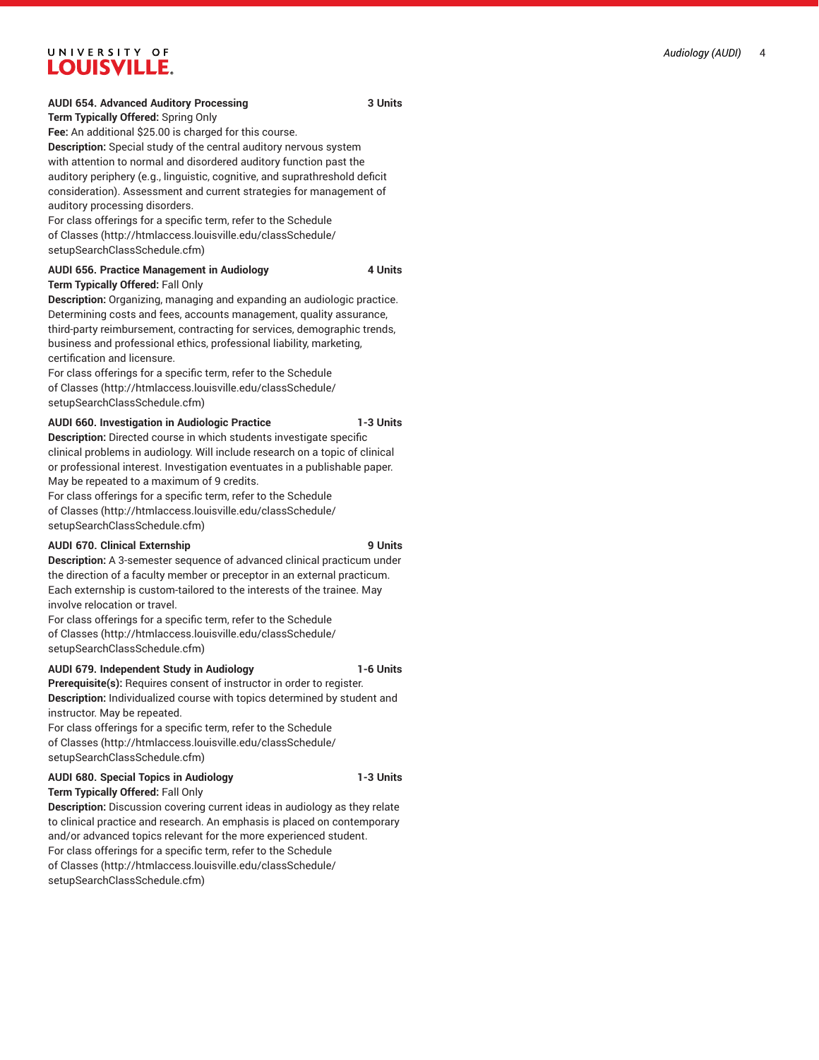**AUDI 654. Advanced Auditory Processing** **3 Units**

**Term Typically Offered:** Spring Only

**Fee:** An additional $25.00 is charged for this course.

**Description:** Special study of the central auditory nervous system with attention to normal and disordered auditory function past the auditory periphery (e.g., linguistic, cognitive, and suprathreshold deficit consideration). Assessment and current strategies for management of auditory processing disorders.

For class offerings for a specific term, refer to the Schedule of Classes (http://htmlaccess.louisville.edu/classSchedule/setupSearchClassSchedule.cfm)

**AUDI 656. Practice Management in Audiology** **4 Units**

**Term Typically Offered:** Fall Only

**Description:** Organizing, managing and expanding an audiologic practice. Determining costs and fees, accounts management, quality assurance, third-party reimbursement, contracting for services, demographic trends, business and professional ethics, professional liability, marketing, certification and licensure.

For class offerings for a specific term, refer to the Schedule of Classes (http://htmlaccess.louisville.edu/classSchedule/setupSearchClassSchedule.cfm)

**AUDI 660. Investigation in Audiologic Practice** **1-3 Units**

**Description:** Directed course in which students investigate specific clinical problems in audiology. Will include research on a topic of clinical or professional interest. Investigation eventuates in a publishable paper. May be repeated to a maximum of 9 credits.

For class offerings for a specific term, refer to the Schedule of Classes (http://htmlaccess.louisville.edu/classSchedule/setupSearchClassSchedule.cfm)

**AUDI 670. Clinical Externship** **9 Units**

**Description:** A 3-semester sequence of advanced clinical practicum under the direction of a faculty member or preceptor in an external practicum. Each externship is custom-tailored to the interests of the trainee. May involve relocation or travel.

For class offerings for a specific term, refer to the Schedule of Classes (http://htmlaccess.louisville.edu/classSchedule/setupSearchClassSchedule.cfm)

**AUDI 679. Independent Study in Audiology** **1-6 Units**

**Prerequisite(s):** Requires consent of instructor in order to register.

**Description:** Individualized course with topics determined by student and instructor. May be repeated.

For class offerings for a specific term, refer to the Schedule of Classes (http://htmlaccess.louisville.edu/classSchedule/setupSearchClassSchedule.cfm)

**AUDI 680. Special Topics in Audiology** **1-3 Units**

**Term Typically Offered:** Fall Only

**Description:** Discussion covering current ideas in audiology as they relate to clinical practice and research. An emphasis is placed on contemporary and/or advanced topics relevant for the more experienced student.

For class offerings for a specific term, refer to the Schedule of Classes (http://htmlaccess.louisville.edu/classSchedule/setupSearchClassSchedule.cfm)